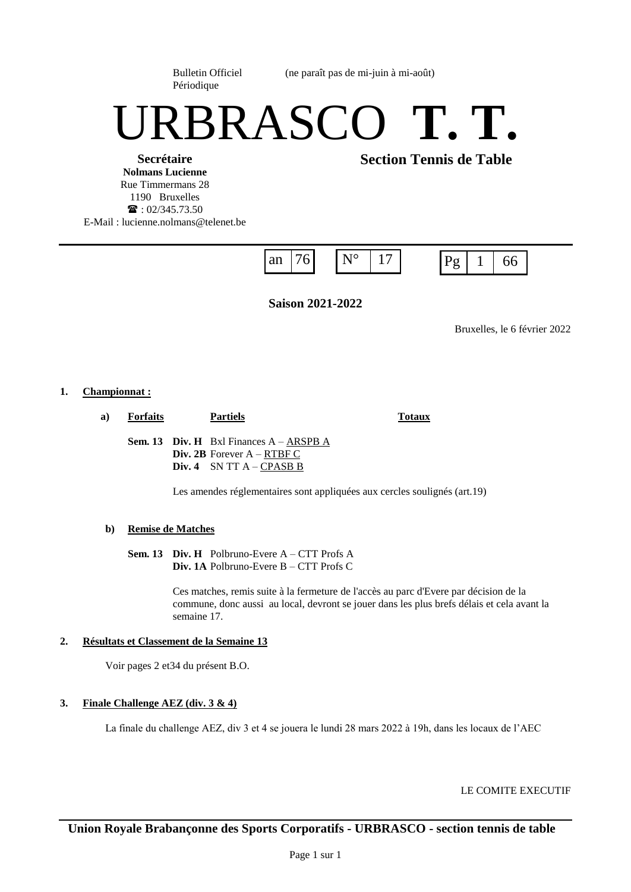Bulletin Officiel Périodique (ne paraît pas de mi-juin à mi-août)

# URBRASCO **T. T.**

**Secrétaire**
**Nolmans Lucienne**
Rue Timmermans 28
1190 Bruxelles
☎ : 02/345.73.50
E-Mail : lucienne.nolmans@telenet.be

**Section Tennis de Table**

| an | 76 | N° | 17 | Pg | 1 | 66 |
|---|---|---|---|---|---|---|

**Saison 2021-2022**

Bruxelles, le 6 février 2022

## 1. Championnat :

### a) Forfaits — Partiels — Totaux

**Sem. 13** **Div. H** Bxl Finances A – ARSPB A
**Div. 2B** Forever A – RTBF C
**Div. 4** SN TT A – CPASB B

Les amendes réglementaires sont appliquées aux cercles soulignés (art.19)

### b) Remise de Matches

**Sem. 13** **Div. H** Polbruno-Evere A – CTT Profs A
**Div. 1A** Polbruno-Evere B – CTT Profs C

Ces matches, remis suite à la fermeture de l'accès au parc d'Evere par décision de la commune, donc aussi au local, devront se jouer dans les plus brefs délais et cela avant la semaine 17.

## 2. Résultats et Classement de la Semaine 13

Voir pages 2 et34 du présent B.O.

## 3. Finale Challenge AEZ (div. 3 & 4)

La finale du challenge AEZ, div 3 et 4 se jouera le lundi 28 mars 2022 à 19h, dans les locaux de l'AEC

LE COMITE EXECUTIF

**Union Royale Brabançonne des Sports Corporatifs - URBRASCO - section tennis de table**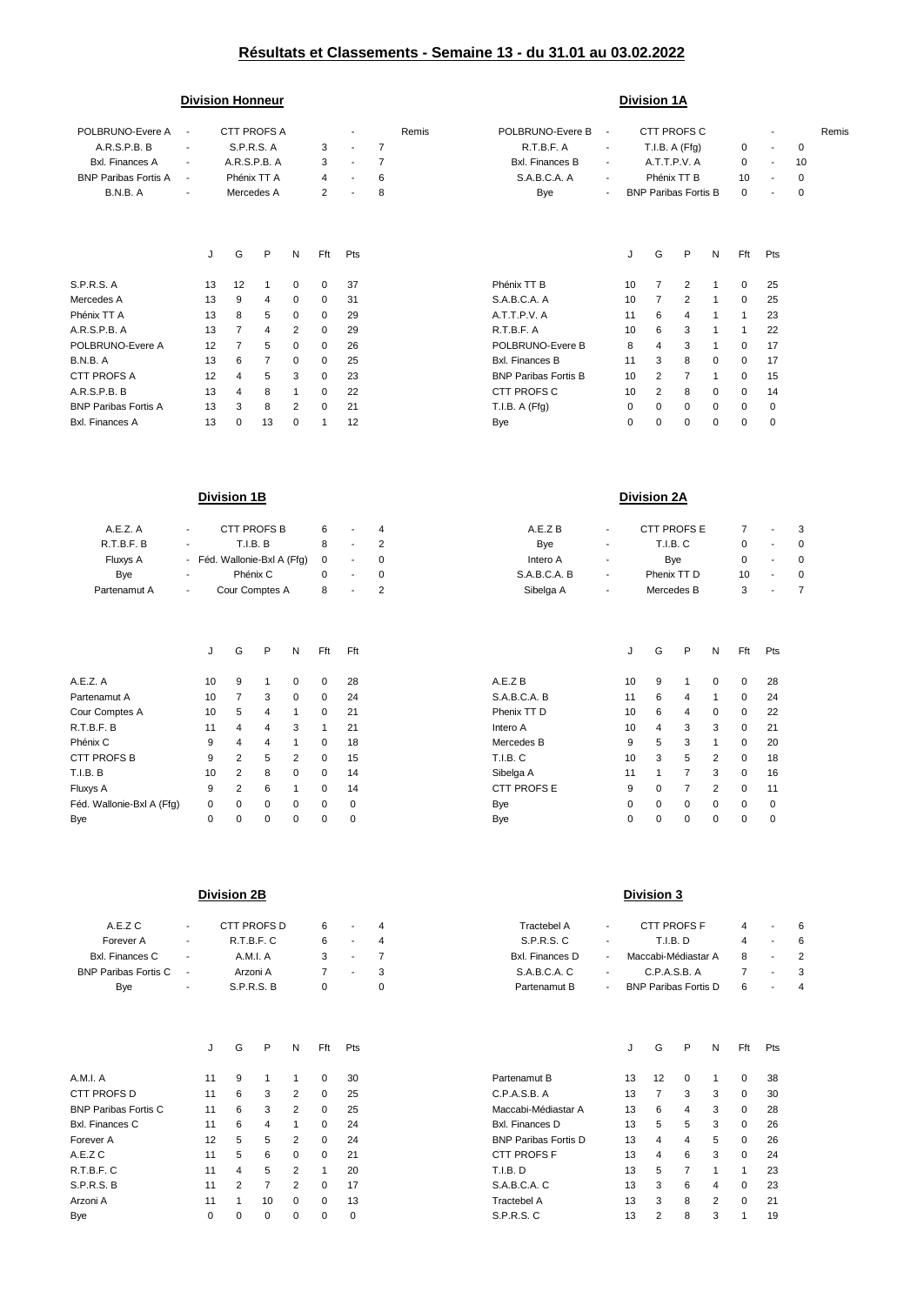## Résultats et Classements - Semaine 13 - du 31.01 au 03.02.2022

### Division Honneur

| | | | | | | |
|---|---|---|---|---|---|---|
| POLBRUNO-Evere A | - | CTT PROFS A | | - | | Remis |
| A.R.S.P.B. B | - | S.P.R.S. A | 3 | - | 7 | |
| Bxl. Finances A | - | A.R.S.P.B. A | 3 | - | 7 | |
| BNP Paribas Fortis A | - | Phénix TT A | 4 | - | 6 | |
| B.N.B. A | - | Mercedes A | 2 | - | 8 | |

| | J | G | P | N | Fft | Pts |
|---|---|---|---|---|---|---|
| S.P.R.S. A | 13 | 12 | 1 | 0 | 0 | 37 |
| Mercedes A | 13 | 9 | 4 | 0 | 0 | 31 |
| Phénix TT A | 13 | 8 | 5 | 0 | 0 | 29 |
| A.R.S.P.B. A | 13 | 7 | 4 | 2 | 0 | 29 |
| POLBRUNO-Evere A | 12 | 7 | 5 | 0 | 0 | 26 |
| B.N.B. A | 13 | 6 | 7 | 0 | 0 | 25 |
| CTT PROFS A | 12 | 4 | 5 | 3 | 0 | 23 |
| A.R.S.P.B. B | 13 | 4 | 8 | 1 | 0 | 22 |
| BNP Paribas Fortis A | 13 | 3 | 8 | 2 | 0 | 21 |
| Bxl. Finances A | 13 | 0 | 13 | 0 | 1 | 12 |

### Division 1A

| | | | | | | |
|---|---|---|---|---|---|---|
| POLBRUNO-Evere B | - | CTT PROFS C | | - | | Remis |
| R.T.B.F. A | - | T.I.B. A (Ffg) | 0 | - | 0 | |
| Bxl. Finances B | - | A.T.T.P.V. A | 0 | - | 10 | |
| S.A.B.C.A. A | - | Phénix TT B | 10 | - | 0 | |
| Bye | - | BNP Paribas Fortis B | 0 | - | 0 | |

| | J | G | P | N | Fft | Pts |
|---|---|---|---|---|---|---|
| Phénix TT B | 10 | 7 | 2 | 1 | 0 | 25 |
| S.A.B.C.A. A | 10 | 7 | 2 | 1 | 0 | 25 |
| A.T.T.P.V. A | 11 | 6 | 4 | 1 | 1 | 23 |
| R.T.B.F. A | 10 | 6 | 3 | 1 | 1 | 22 |
| POLBRUNO-Evere B | 8 | 4 | 3 | 1 | 0 | 17 |
| Bxl. Finances B | 11 | 3 | 8 | 0 | 0 | 17 |
| BNP Paribas Fortis B | 10 | 2 | 7 | 1 | 0 | 15 |
| CTT PROFS C | 10 | 2 | 8 | 0 | 0 | 14 |
| T.I.B. A (Ffg) | 0 | 0 | 0 | 0 | 0 | 0 |
| Bye | 0 | 0 | 0 | 0 | 0 | 0 |

### Division 1B

| | | | | | |
|---|---|---|---|---|---|
| A.E.Z. A | - | CTT PROFS B | 6 | - | 4 |
| R.T.B.F. B | - | T.I.B. B | 8 | - | 2 |
| Fluxys A | - | Féd. Wallonie-Bxl A (Ffg) | 0 | - | 0 |
| Bye | - | Phénix C | 0 | - | 0 |
| Partenamut A | - | Cour Comptes A | 8 | - | 2 |

| | J | G | P | N | Fft | Fft |
|---|---|---|---|---|---|---|
| A.E.Z. A | 10 | 9 | 1 | 0 | 0 | 28 |
| Partenamut A | 10 | 7 | 3 | 0 | 0 | 24 |
| Cour Comptes A | 10 | 5 | 4 | 1 | 0 | 21 |
| R.T.B.F. B | 11 | 4 | 4 | 3 | 1 | 21 |
| Phénix C | 9 | 4 | 4 | 1 | 0 | 18 |
| CTT PROFS B | 9 | 2 | 5 | 2 | 0 | 15 |
| T.I.B. B | 10 | 2 | 8 | 0 | 0 | 14 |
| Fluxys A | 9 | 2 | 6 | 1 | 0 | 14 |
| Féd. Wallonie-Bxl A (Ffg) | 0 | 0 | 0 | 0 | 0 | 0 |
| Bye | 0 | 0 | 0 | 0 | 0 | 0 |

### Division 2A

| | | | | | |
|---|---|---|---|---|---|
| A.E.Z B | - | CTT PROFS E | 7 | - | 3 |
| Bye | - | T.I.B. C | 0 | - | 0 |
| Intero A | - | Bye | 0 | - | 0 |
| S.A.B.C.A. B | - | Phenix TT D | 10 | - | 0 |
| Sibelga A | - | Mercedes B | 3 | - | 7 |

| | J | G | P | N | Fft | Pts |
|---|---|---|---|---|---|---|
| A.E.Z B | 10 | 9 | 1 | 0 | 0 | 28 |
| S.A.B.C.A. B | 11 | 6 | 4 | 1 | 0 | 24 |
| Phenix TT D | 10 | 6 | 4 | 0 | 0 | 22 |
| Intero A | 10 | 4 | 3 | 3 | 0 | 21 |
| Mercedes B | 9 | 5 | 3 | 1 | 0 | 20 |
| T.I.B. C | 10 | 3 | 5 | 2 | 0 | 18 |
| Sibelga A | 11 | 1 | 7 | 3 | 0 | 16 |
| CTT PROFS E | 9 | 0 | 7 | 2 | 0 | 11 |
| Bye | 0 | 0 | 0 | 0 | 0 | 0 |
| Bye | 0 | 0 | 0 | 0 | 0 | 0 |

### Division 2B

| | | | | | |
|---|---|---|---|---|---|
| A.E.Z C | - | CTT PROFS D | 6 | - | 4 |
| Forever A | - | R.T.B.F. C | 6 | - | 4 |
| Bxl. Finances C | - | A.M.I. A | 3 | - | 7 |
| BNP Paribas Fortis C | - | Arzoni A | 7 | - | 3 |
| Bye | - | S.P.R.S. B | 0 | | 0 |

| | J | G | P | N | Fft | Pts |
|---|---|---|---|---|---|---|
| A.M.I. A | 11 | 9 | 1 | 1 | 0 | 30 |
| CTT PROFS D | 11 | 6 | 3 | 2 | 0 | 25 |
| BNP Paribas Fortis C | 11 | 6 | 3 | 2 | 0 | 25 |
| Bxl. Finances C | 11 | 6 | 4 | 1 | 0 | 24 |
| Forever A | 12 | 5 | 5 | 2 | 0 | 24 |
| A.E.Z C | 11 | 5 | 6 | 0 | 0 | 21 |
| R.T.B.F. C | 11 | 4 | 5 | 2 | 1 | 20 |
| S.P.R.S. B | 11 | 2 | 7 | 2 | 0 | 17 |
| Arzoni A | 11 | 1 | 10 | 0 | 0 | 13 |
| Bye | 0 | 0 | 0 | 0 | 0 | 0 |

### Division 3

| | | | | | |
|---|---|---|---|---|---|
| Tractebel A | - | CTT PROFS F | 4 | - | 6 |
| S.P.R.S. C | - | T.I.B. D | 4 | - | 6 |
| Bxl. Finances D | - | Maccabi-Médiastar A | 8 | - | 2 |
| S.A.B.C.A. C | - | C.P.A.S.B. A | 7 | - | 3 |
| Partenamut B | - | BNP Paribas Fortis D | 6 | - | 4 |

| | J | G | P | N | Fft | Pts |
|---|---|---|---|---|---|---|
| Partenamut B | 13 | 12 | 0 | 1 | 0 | 38 |
| C.P.A.S.B. A | 13 | 7 | 3 | 3 | 0 | 30 |
| Maccabi-Médiastar A | 13 | 6 | 4 | 3 | 0 | 28 |
| Bxl. Finances D | 13 | 5 | 5 | 3 | 0 | 26 |
| BNP Paribas Fortis D | 13 | 4 | 4 | 5 | 0 | 26 |
| CTT PROFS F | 13 | 4 | 6 | 3 | 0 | 24 |
| T.I.B. D | 13 | 5 | 7 | 1 | 1 | 23 |
| S.A.B.C.A. C | 13 | 3 | 6 | 4 | 0 | 23 |
| Tractebel A | 13 | 3 | 8 | 2 | 0 | 21 |
| S.P.R.S. C | 13 | 2 | 8 | 3 | 1 | 19 |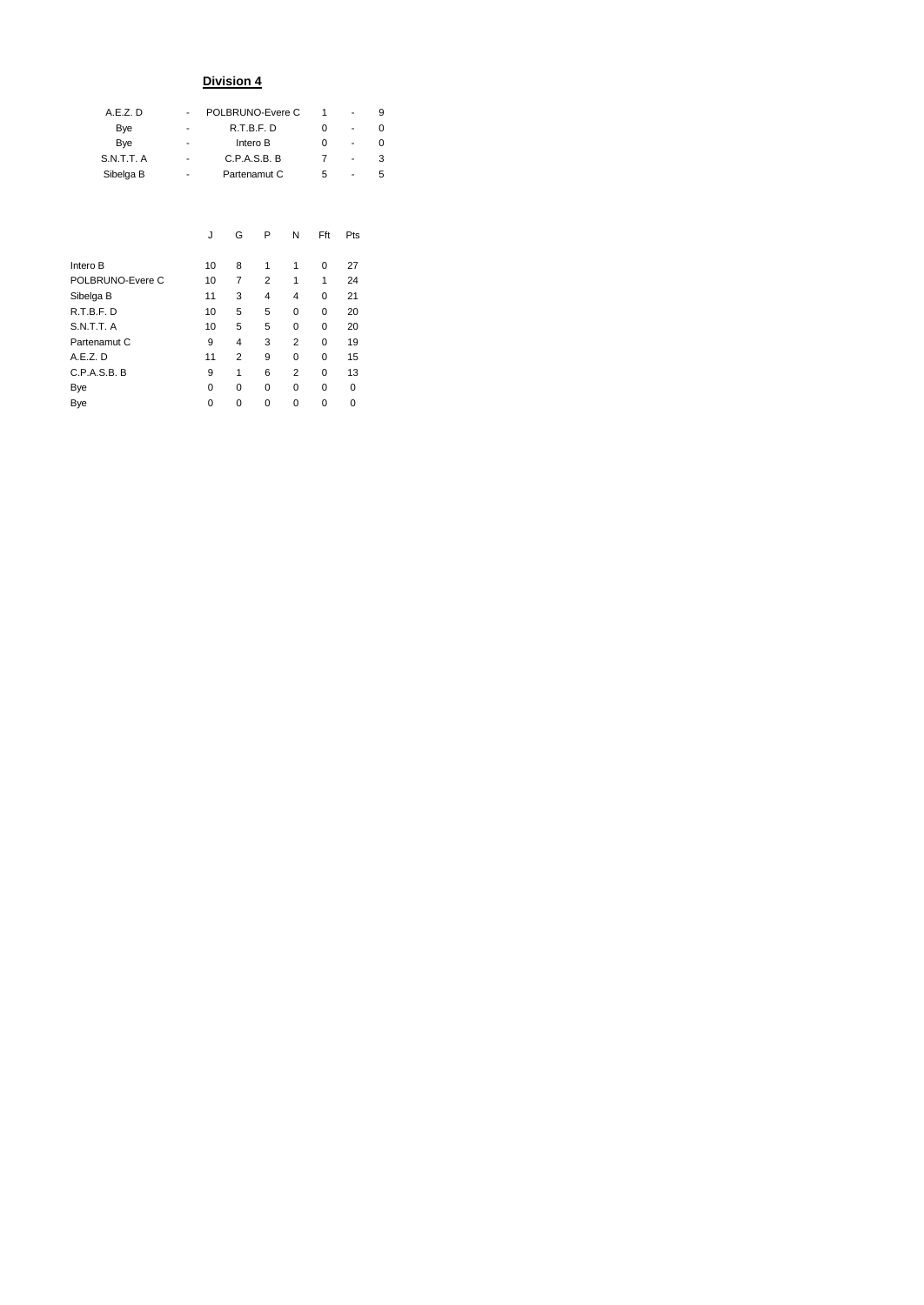## Division 4

| | | | | | |
|---|---|---|---|---|---|
| A.E.Z. D | - | POLBRUNO-Evere C | 1 | - | 9 |
| Bye | - | R.T.B.F. D | 0 | - | 0 |
| Bye | - | Intero B | 0 | - | 0 |
| S.N.T.T. A | - | C.P.A.S.B. B | 7 | - | 3 |
| Sibelga B | - | Partenamut C | 5 | - | 5 |

| | J | G | P | N | Fft | Pts |
|---|---|---|---|---|---|---|
| Intero B | 10 | 8 | 1 | 1 | 0 | 27 |
| POLBRUNO-Evere C | 10 | 7 | 2 | 1 | 1 | 24 |
| Sibelga B | 11 | 3 | 4 | 4 | 0 | 21 |
| R.T.B.F. D | 10 | 5 | 5 | 0 | 0 | 20 |
| S.N.T.T. A | 10 | 5 | 5 | 0 | 0 | 20 |
| Partenamut C | 9 | 4 | 3 | 2 | 0 | 19 |
| A.E.Z. D | 11 | 2 | 9 | 0 | 0 | 15 |
| C.P.A.S.B. B | 9 | 1 | 6 | 2 | 0 | 13 |
| Bye | 0 | 0 | 0 | 0 | 0 | 0 |
| Bye | 0 | 0 | 0 | 0 | 0 | 0 |